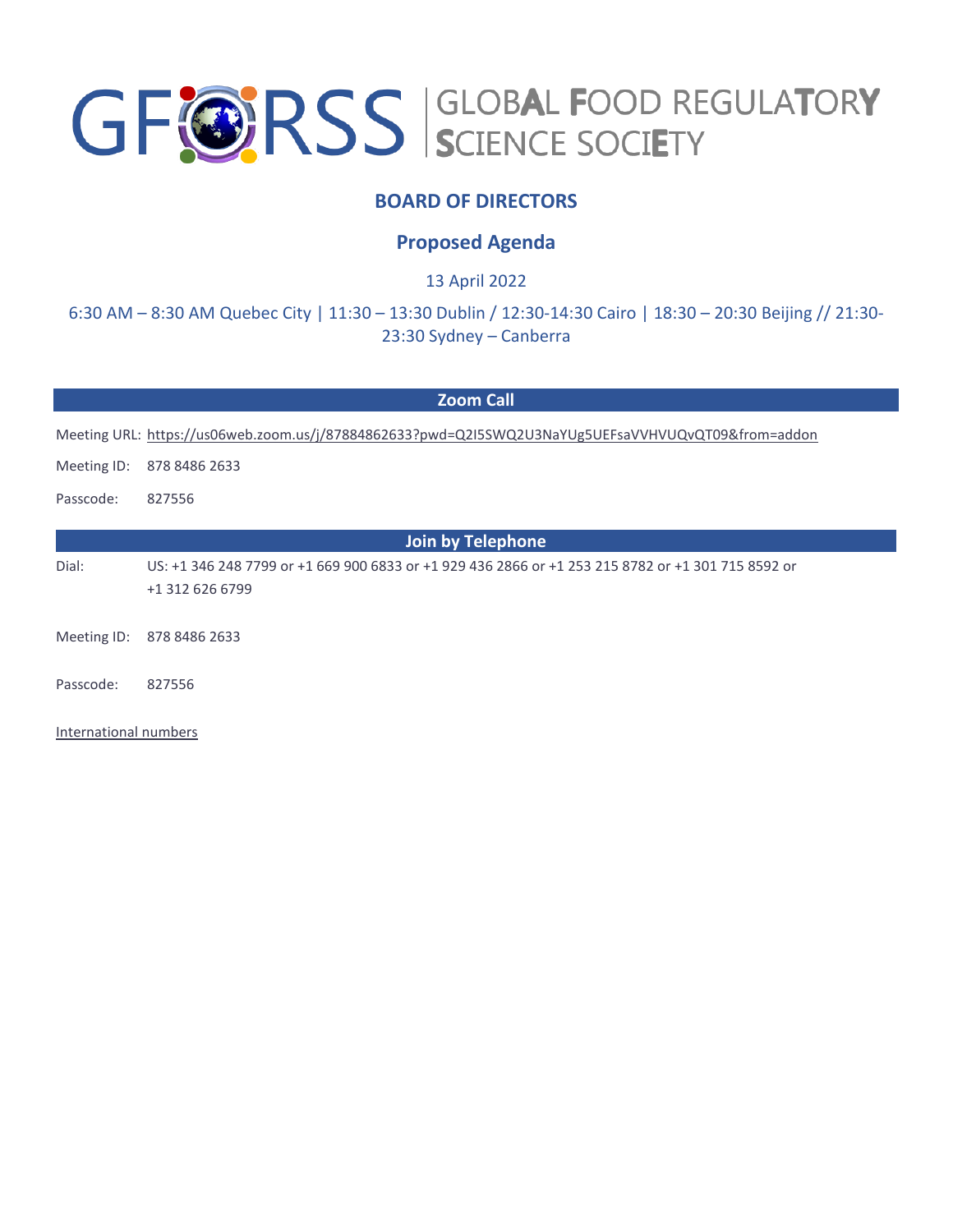# GFoRSS | GLOBAL FOOD REGULATORY SCIENCE SOCIETY

## BOARD OF DIRECTORS

## Proposed Agenda

13 April 2022

6:30 AM – 8:30 AM Quebec City | 11:30 – 13:30 Dublin / 12:30-14:30 Cairo | 18:30 – 20:30 Beijing // 21:30-23:30 Sydney – Canberra

### Zoom Call

Meeting URL: https://us06web.zoom.us/j/87884862633?pwd=Q2I5SWQ2U3NaYUg5UEFsaVVHVUQvQT09&from=addon

Meeting ID: 878 8486 2633

Passcode: 827556

### Join by Telephone

Dial: US: +1 346 248 7799 or +1 669 900 6833 or +1 929 436 2866 or +1 253 215 8782 or +1 301 715 8592 or +1 312 626 6799

Meeting ID: 878 8486 2633

Passcode: 827556

International numbers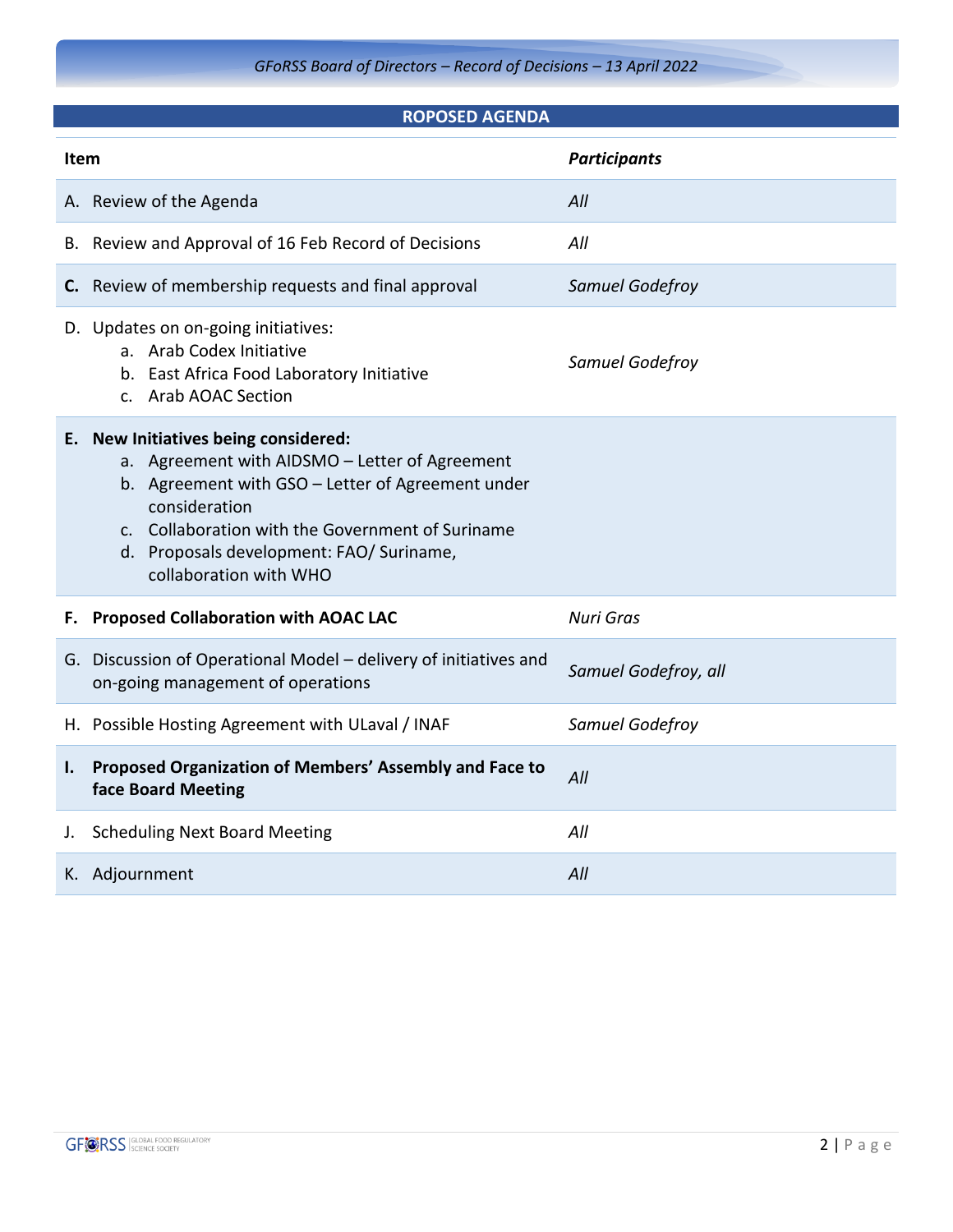## ROPOSED AGENDA

| Item | *Participants* |
|---|---|
| A. Review of the Agenda | *All* |
| B. Review and Approval of 16 Feb Record of Decisions | *All* |
| **C.** Review of membership requests and final approval | *Samuel Godefroy* |
| D. Updates on on-going initiatives:<br>a. Arab Codex Initiative<br>b. East Africa Food Laboratory Initiative<br>c. Arab AOAC Section | *Samuel Godefroy* |
| **E. New Initiatives being considered:**<br>a. Agreement with AIDSMO – Letter of Agreement<br>b. Agreement with GSO – Letter of Agreement under consideration<br>c. Collaboration with the Government of Suriname<br>d. Proposals development: FAO/ Suriname, collaboration with WHO | |
| **F. Proposed Collaboration with AOAC LAC** | *Nuri Gras* |
| G. Discussion of Operational Model – delivery of initiatives and on-going management of operations | *Samuel Godefroy, all* |
| H. Possible Hosting Agreement with ULaval / INAF | *Samuel Godefroy* |
| **I. Proposed Organization of Members' Assembly and Face to face Board Meeting** | *All* |
| J. Scheduling Next Board Meeting | *All* |
| K. Adjournment | *All* |